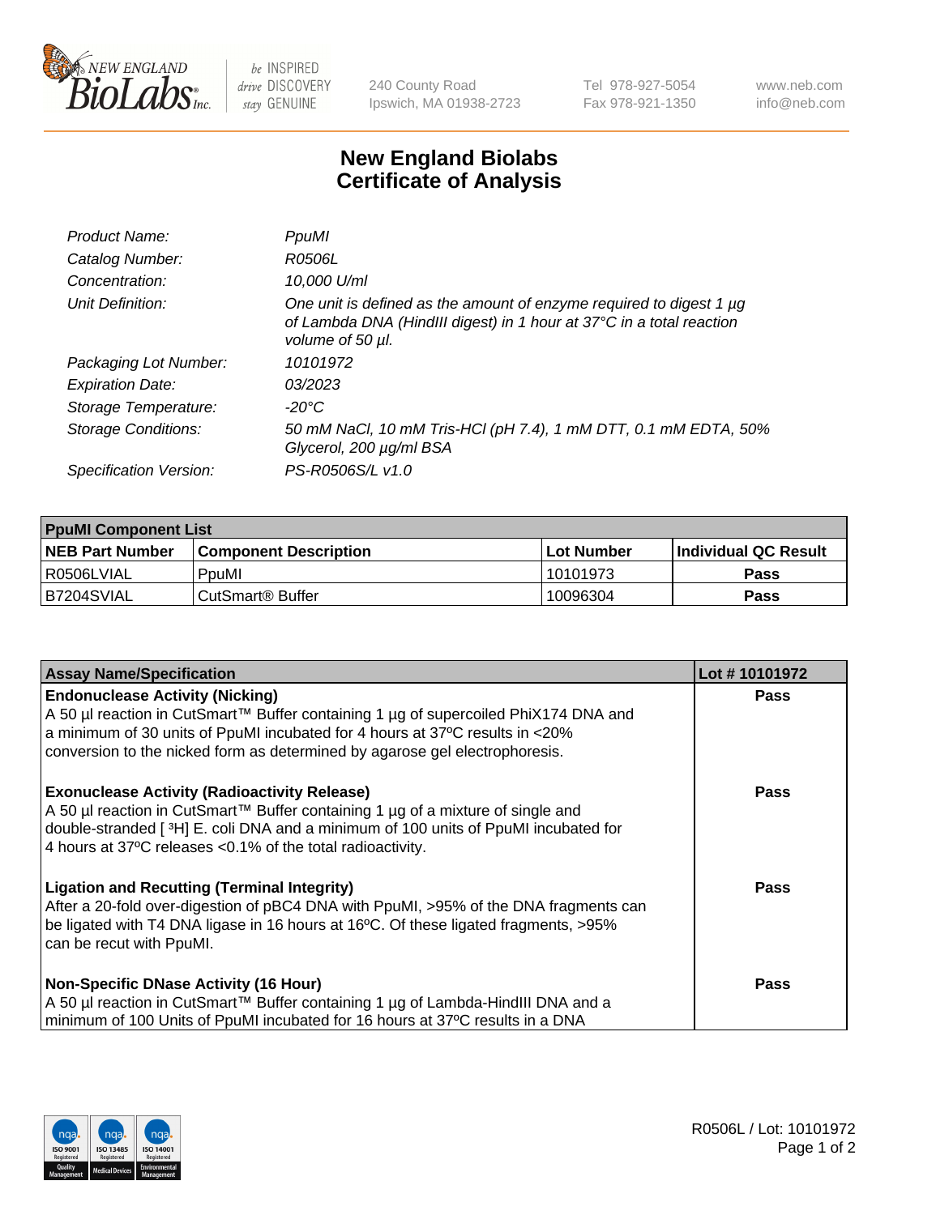# New England Biolabs
## Certificate of Analysis

| | |
|---|---|
| *Product Name:* | *PpuMI* |
| *Catalog Number:* | *R0506L* |
| *Concentration:* | *10,000 U/ml* |
| *Unit Definition:* | *One unit is defined as the amount of enzyme required to digest 1 µg of Lambda DNA (HindIII digest) in 1 hour at 37°C in a total reaction volume of 50 µl.* |
| *Packaging Lot Number:* | *10101972* |
| *Expiration Date:* | *03/2023* |
| *Storage Temperature:* | *-20°C* |
| *Storage Conditions:* | *50 mM NaCl, 10 mM Tris-HCl (pH 7.4), 1 mM DTT, 0.1 mM EDTA, 50% Glycerol, 200 µg/ml BSA* |
| *Specification Version:* | *PS-R0506S/L v1.0* |

| PpuMI Component List | | | |
|---|---|---|---|
| **NEB Part Number** | **Component Description** | **Lot Number** | **Individual QC Result** |
| R0506LVIAL | PpuMI | 10101973 | Pass |
| B7204SVIAL | CutSmart® Buffer | 10096304 | Pass |

| Assay Name/Specification | Lot # 10101972 |
|---|---|
| **Endonuclease Activity (Nicking)**<br>A 50 µl reaction in CutSmart™ Buffer containing 1 µg of supercoiled PhiX174 DNA and a minimum of 30 units of PpuMI incubated for 4 hours at 37ºC results in <20% conversion to the nicked form as determined by agarose gel electrophoresis. | Pass |
| **Exonuclease Activity (Radioactivity Release)**<br>A 50 µl reaction in CutSmart™ Buffer containing 1 µg of a mixture of single and double-stranded [ $^3$H] E. coli DNA and a minimum of 100 units of PpuMI incubated for 4 hours at 37ºC releases <0.1% of the total radioactivity. | Pass |
| **Ligation and Recutting (Terminal Integrity)**<br>After a 20-fold over-digestion of pBC4 DNA with PpuMI, >95% of the DNA fragments can be ligated with T4 DNA ligase in 16 hours at 16ºC. Of these ligated fragments, >95% can be recut with PpuMI. | Pass |
| **Non-Specific DNase Activity (16 Hour)**<br>A 50 µl reaction in CutSmart™ Buffer containing 1 µg of Lambda-HindIII DNA and a minimum of 100 Units of PpuMI incubated for 16 hours at 37ºC results in a DNA | Pass |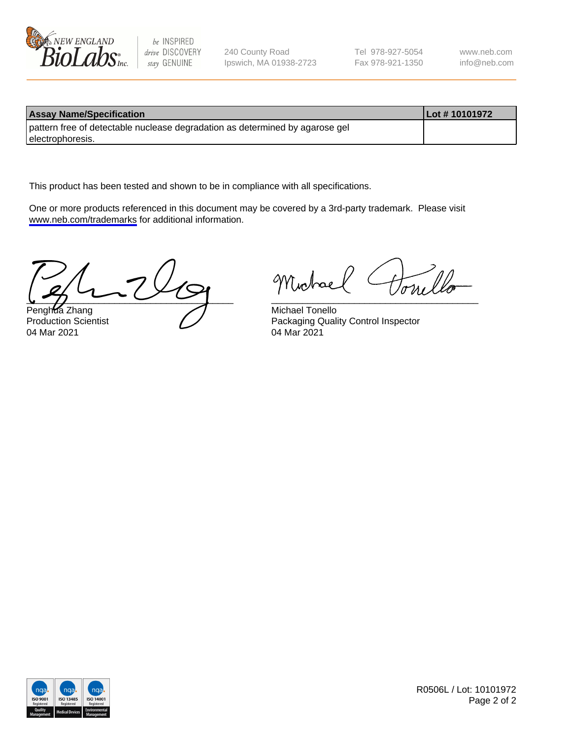| Assay Name/Specification | Lot # 10101972 |
| --- | --- |
| pattern free of detectable nuclease degradation as determined by agarose gel electrophoresis. | |

This product has been tested and shown to be in compliance with all specifications.

One or more products referenced in this document may be covered by a 3rd-party trademark. Please visit www.neb.com/trademarks for additional information.

Penghua Zhang
Production Scientist
04 Mar 2021

Michael Tonello
Packaging Quality Control Inspector
04 Mar 2021

R0506L / Lot: 10101972